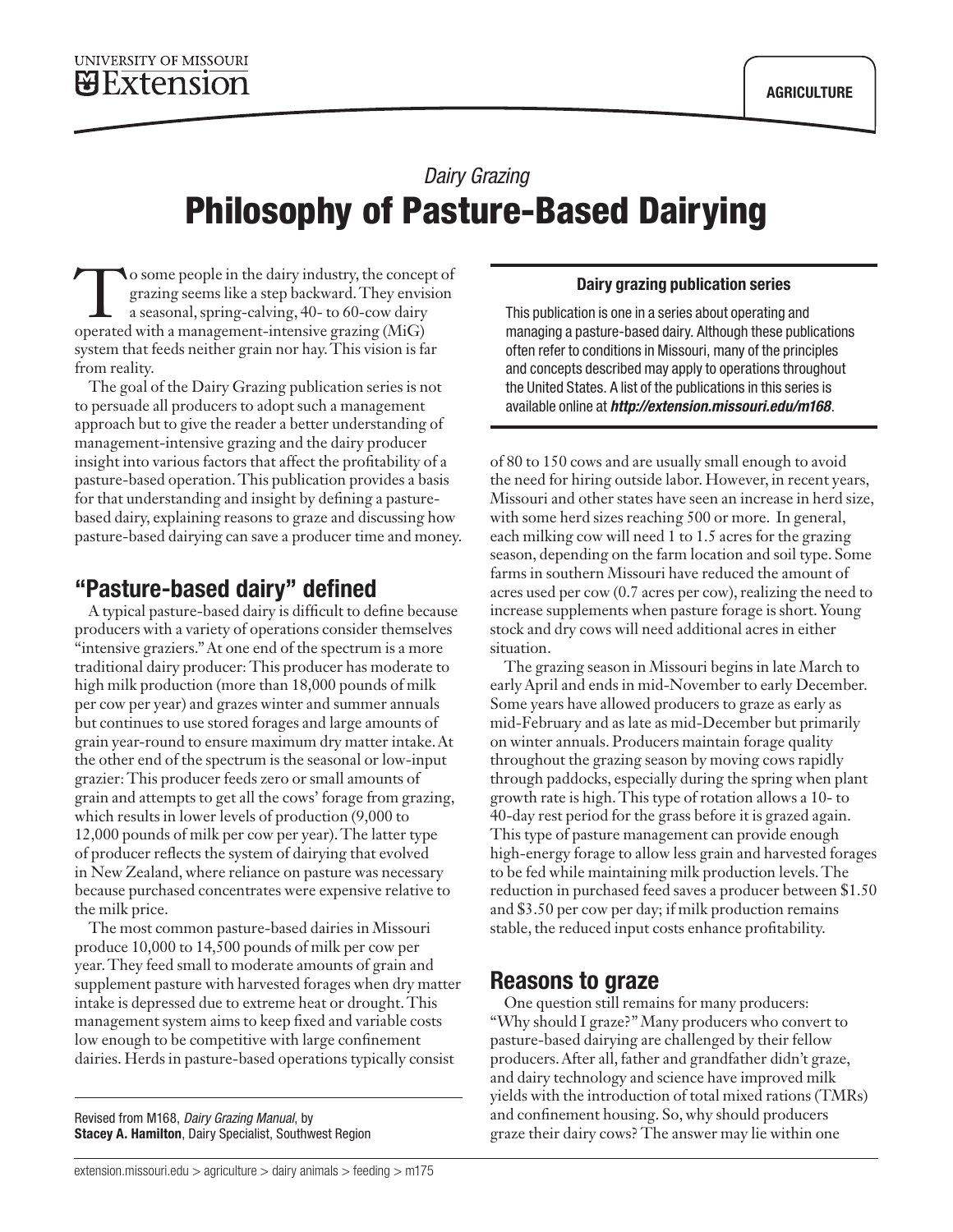UNIVERSITY OF MISSOURI
Extension

AGRICULTURE

*Dairy Grazing*

# Philosophy of Pasture-Based Dairying

To some people in the dairy industry, the concept of grazing seems like a step backward. They envision a seasonal, spring-calving, 40- to 60-cow dairy operated with a management-intensive grazing (MiG) system that feeds neither grain nor hay. This vision is far from reality.

The goal of the Dairy Grazing publication series is not to persuade all producers to adopt such a management approach but to give the reader a better understanding of management-intensive grazing and the dairy producer insight into various factors that affect the profitability of a pasture-based operation. This publication provides a basis for that understanding and insight by defining a pasture-based dairy, explaining reasons to graze and discussing how pasture-based dairying can save a producer time and money.

> **Dairy grazing publication series**
>
> This publication is one in a series about operating and managing a pasture-based dairy. Although these publications often refer to conditions in Missouri, many of the principles and concepts described may apply to operations throughout the United States. A list of the publications in this series is available online at ***http://extension.missouri.edu/m168***.

## "Pasture-based dairy" defined

A typical pasture-based dairy is difficult to define because producers with a variety of operations consider themselves "intensive graziers." At one end of the spectrum is a more traditional dairy producer: This producer has moderate to high milk production (more than 18,000 pounds of milk per cow per year) and grazes winter and summer annuals but continues to use stored forages and large amounts of grain year-round to ensure maximum dry matter intake. At the other end of the spectrum is the seasonal or low-input grazier: This producer feeds zero or small amounts of grain and attempts to get all the cows' forage from grazing, which results in lower levels of production (9,000 to 12,000 pounds of milk per cow per year). The latter type of producer reflects the system of dairying that evolved in New Zealand, where reliance on pasture was necessary because purchased concentrates were expensive relative to the milk price.

The most common pasture-based dairies in Missouri produce 10,000 to 14,500 pounds of milk per cow per year. They feed small to moderate amounts of grain and supplement pasture with harvested forages when dry matter intake is depressed due to extreme heat or drought. This management system aims to keep fixed and variable costs low enough to be competitive with large confinement dairies. Herds in pasture-based operations typically consist of 80 to 150 cows and are usually small enough to avoid the need for hiring outside labor. However, in recent years, Missouri and other states have seen an increase in herd size, with some herd sizes reaching 500 or more. In general, each milking cow will need 1 to 1.5 acres for the grazing season, depending on the farm location and soil type. Some farms in southern Missouri have reduced the amount of acres used per cow (0.7 acres per cow), realizing the need to increase supplements when pasture forage is short. Young stock and dry cows will need additional acres in either situation.

The grazing season in Missouri begins in late March to early April and ends in mid-November to early December. Some years have allowed producers to graze as early as mid-February and as late as mid-December but primarily on winter annuals. Producers maintain forage quality throughout the grazing season by moving cows rapidly through paddocks, especially during the spring when plant growth rate is high. This type of rotation allows a 10- to 40-day rest period for the grass before it is grazed again. This type of pasture management can provide enough high-energy forage to allow less grain and harvested forages to be fed while maintaining milk production levels. The reduction in purchased feed saves a producer between $1.50 and $3.50 per cow per day; if milk production remains stable, the reduced input costs enhance profitability.

## Reasons to graze

One question still remains for many producers: "Why should I graze?" Many producers who convert to pasture-based dairying are challenged by their fellow producers. After all, father and grandfather didn't graze, and dairy technology and science have improved milk yields with the introduction of total mixed rations (TMRs) and confinement housing. So, why should producers graze their dairy cows? The answer may lie within one

Revised from M168, *Dairy Grazing Manual*, by **Stacey A. Hamilton**, Dairy Specialist, Southwest Region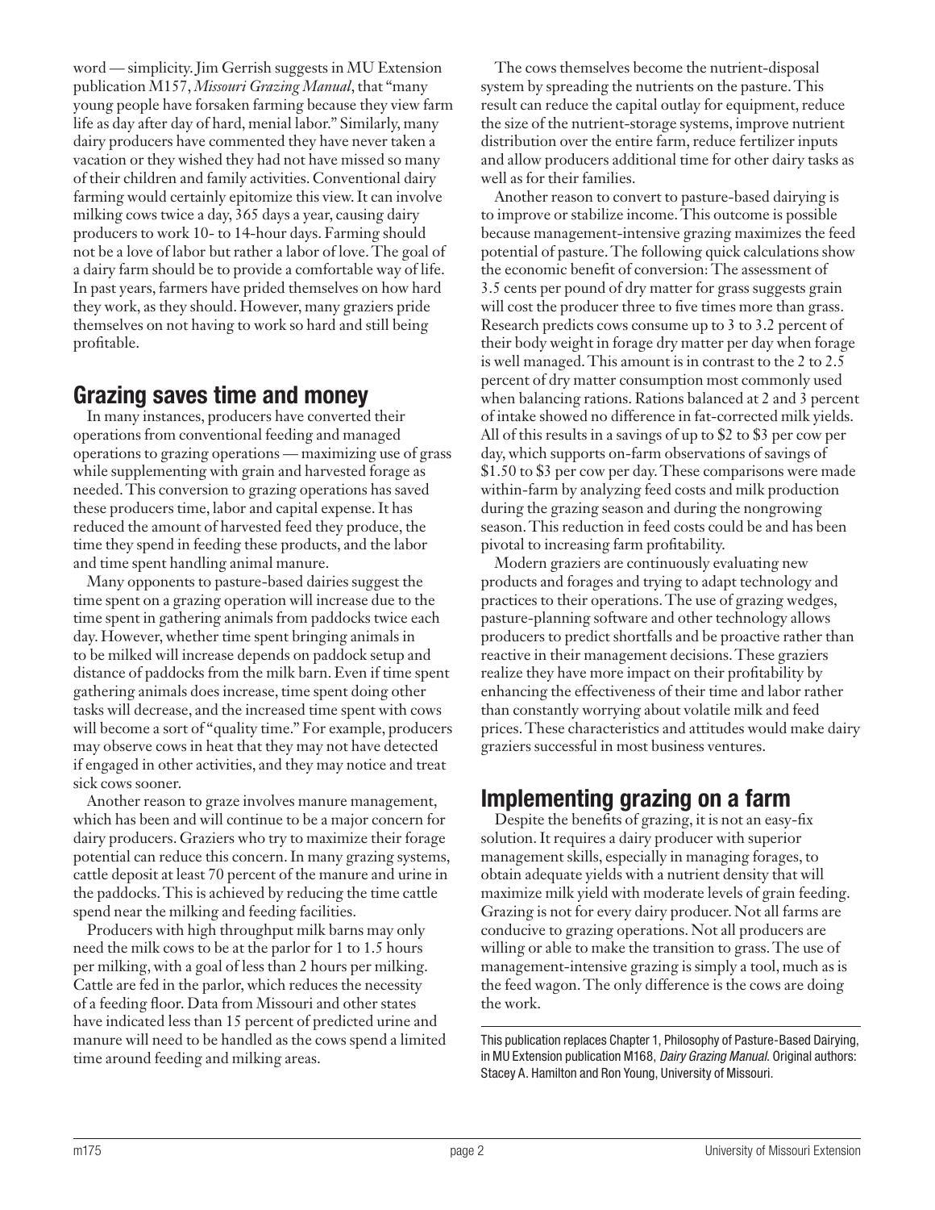word — simplicity. Jim Gerrish suggests in MU Extension publication M157, *Missouri Grazing Manual*, that "many young people have forsaken farming because they view farm life as day after day of hard, menial labor." Similarly, many dairy producers have commented they have never taken a vacation or they wished they had not have missed so many of their children and family activities. Conventional dairy farming would certainly epitomize this view. It can involve milking cows twice a day, 365 days a year, causing dairy producers to work 10- to 14-hour days. Farming should not be a love of labor but rather a labor of love. The goal of a dairy farm should be to provide a comfortable way of life. In past years, farmers have prided themselves on how hard they work, as they should. However, many graziers pride themselves on not having to work so hard and still being profitable.

## Grazing saves time and money

In many instances, producers have converted their operations from conventional feeding and managed operations to grazing operations — maximizing use of grass while supplementing with grain and harvested forage as needed. This conversion to grazing operations has saved these producers time, labor and capital expense. It has reduced the amount of harvested feed they produce, the time they spend in feeding these products, and the labor and time spent handling animal manure.

Many opponents to pasture-based dairies suggest the time spent on a grazing operation will increase due to the time spent in gathering animals from paddocks twice each day. However, whether time spent bringing animals in to be milked will increase depends on paddock setup and distance of paddocks from the milk barn. Even if time spent gathering animals does increase, time spent doing other tasks will decrease, and the increased time spent with cows will become a sort of "quality time." For example, producers may observe cows in heat that they may not have detected if engaged in other activities, and they may notice and treat sick cows sooner.

Another reason to graze involves manure management, which has been and will continue to be a major concern for dairy producers. Graziers who try to maximize their forage potential can reduce this concern. In many grazing systems, cattle deposit at least 70 percent of the manure and urine in the paddocks. This is achieved by reducing the time cattle spend near the milking and feeding facilities.

Producers with high throughput milk barns may only need the milk cows to be at the parlor for 1 to 1.5 hours per milking, with a goal of less than 2 hours per milking. Cattle are fed in the parlor, which reduces the necessity of a feeding floor. Data from Missouri and other states have indicated less than 15 percent of predicted urine and manure will need to be handled as the cows spend a limited time around feeding and milking areas.

The cows themselves become the nutrient-disposal system by spreading the nutrients on the pasture. This result can reduce the capital outlay for equipment, reduce the size of the nutrient-storage systems, improve nutrient distribution over the entire farm, reduce fertilizer inputs and allow producers additional time for other dairy tasks as well as for their families.

Another reason to convert to pasture-based dairying is to improve or stabilize income. This outcome is possible because management-intensive grazing maximizes the feed potential of pasture. The following quick calculations show the economic benefit of conversion: The assessment of 3.5 cents per pound of dry matter for grass suggests grain will cost the producer three to five times more than grass. Research predicts cows consume up to 3 to 3.2 percent of their body weight in forage dry matter per day when forage is well managed. This amount is in contrast to the 2 to 2.5 percent of dry matter consumption most commonly used when balancing rations. Rations balanced at 2 and 3 percent of intake showed no difference in fat-corrected milk yields. All of this results in a savings of up to $2 to $3 per cow per day, which supports on-farm observations of savings of $1.50 to $3 per cow per day. These comparisons were made within-farm by analyzing feed costs and milk production during the grazing season and during the nongrowing season. This reduction in feed costs could be and has been pivotal to increasing farm profitability.

Modern graziers are continuously evaluating new products and forages and trying to adapt technology and practices to their operations. The use of grazing wedges, pasture-planning software and other technology allows producers to predict shortfalls and be proactive rather than reactive in their management decisions. These graziers realize they have more impact on their profitability by enhancing the effectiveness of their time and labor rather than constantly worrying about volatile milk and feed prices. These characteristics and attitudes would make dairy graziers successful in most business ventures.

## Implementing grazing on a farm

Despite the benefits of grazing, it is not an easy-fix solution. It requires a dairy producer with superior management skills, especially in managing forages, to obtain adequate yields with a nutrient density that will maximize milk yield with moderate levels of grain feeding. Grazing is not for every dairy producer. Not all farms are conducive to grazing operations. Not all producers are willing or able to make the transition to grass. The use of management-intensive grazing is simply a tool, much as is the feed wagon. The only difference is the cows are doing the work.

This publication replaces Chapter 1, Philosophy of Pasture-Based Dairying, in MU Extension publication M168, *Dairy Grazing Manual*. Original authors: Stacey A. Hamilton and Ron Young, University of Missouri.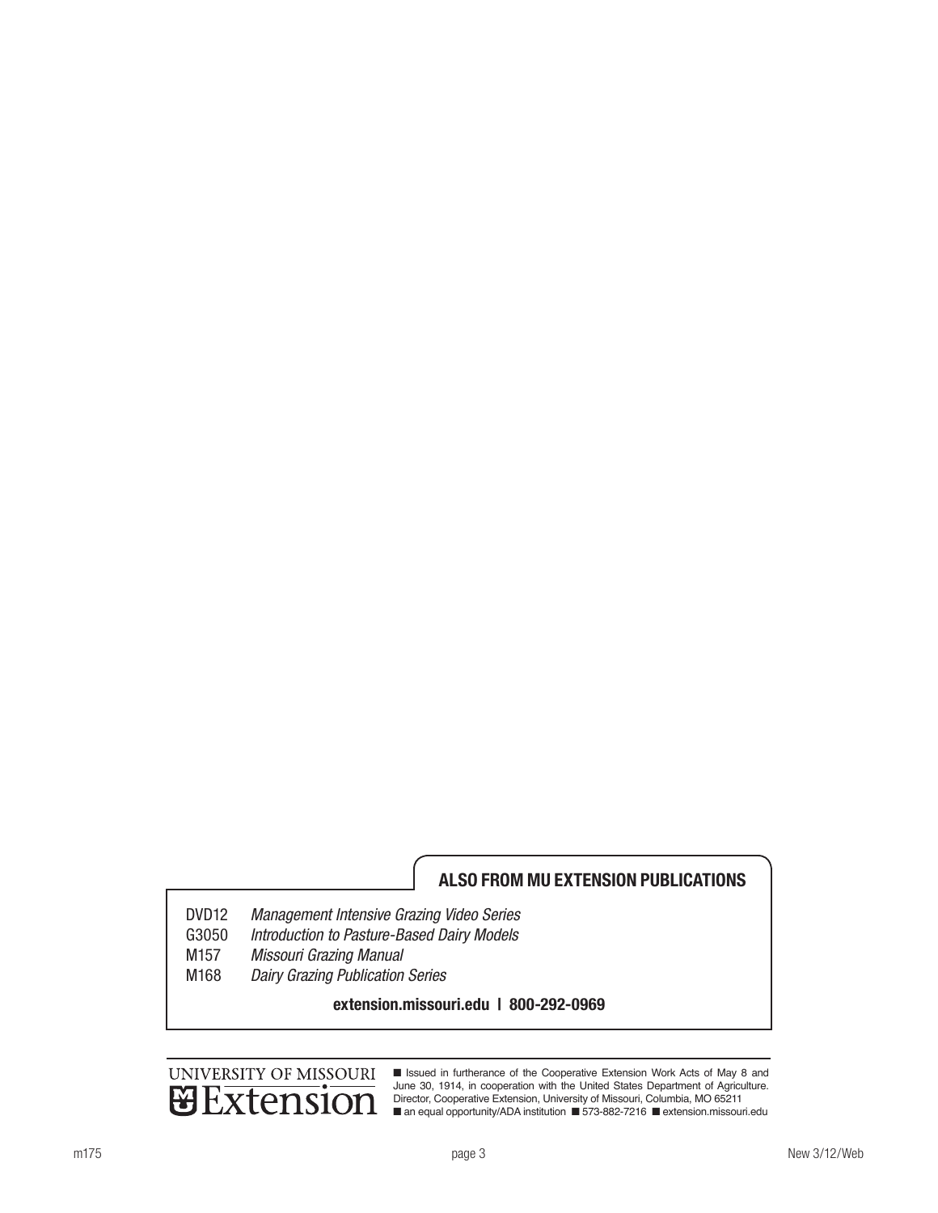## ALSO FROM MU EXTENSION PUBLICATIONS

DVD12 *Management Intensive Grazing Video Series*
G3050 *Introduction to Pasture-Based Dairy Models*
M157 *Missouri Grazing Manual*
M168 *Dairy Grazing Publication Series*

**extension.missouri.edu | 800-292-0969**

UNIVERSITY OF MISSOURI Extension

■ Issued in furtherance of the Cooperative Extension Work Acts of May 8 and June 30, 1914, in cooperation with the United States Department of Agriculture. Director, Cooperative Extension, University of Missouri, Columbia, MO 65211 ■ an equal opportunity/ADA institution ■ 573-882-7216 ■ extension.missouri.edu

m175 New 3/12/Web